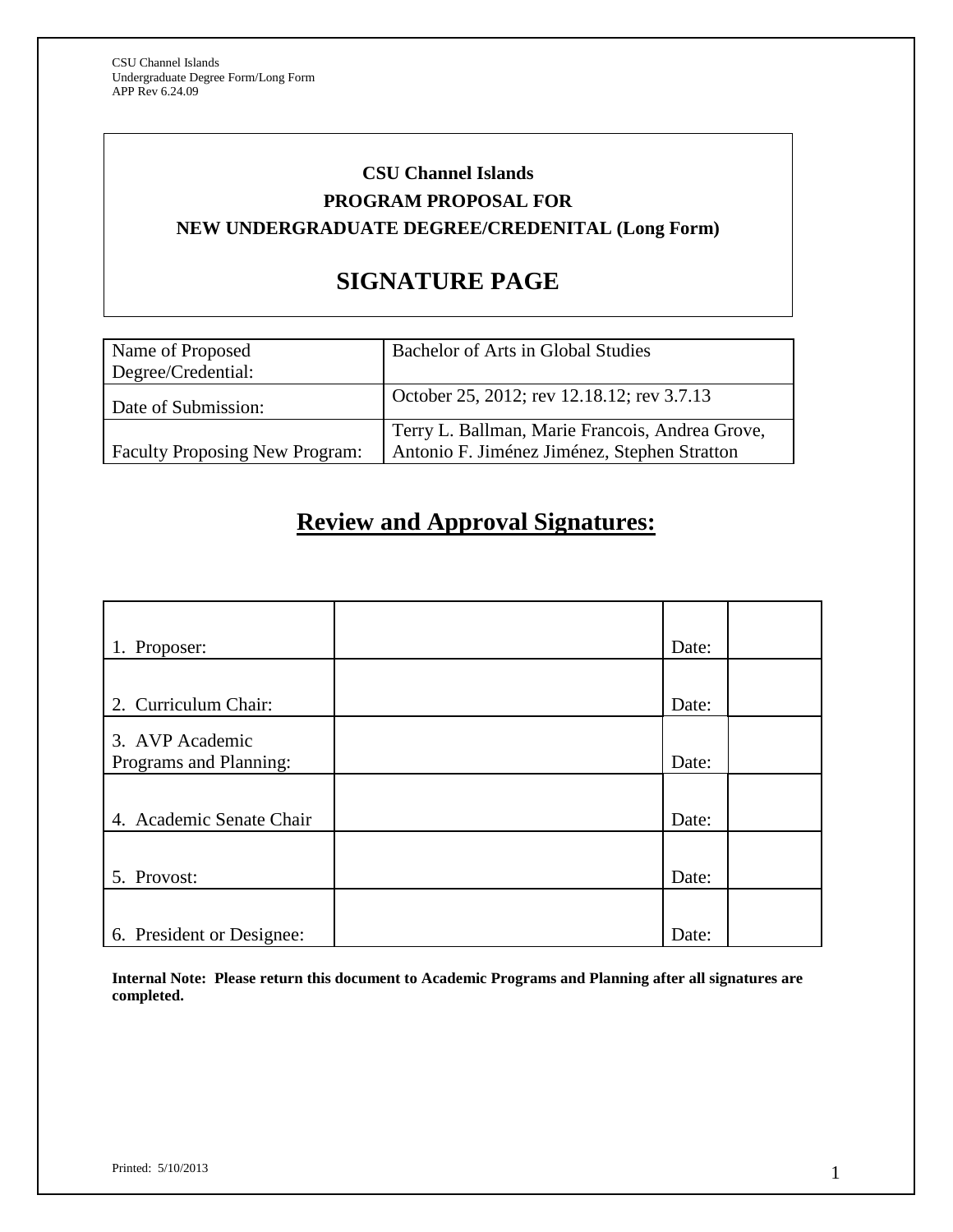CSU Channel Islands
Undergraduate Degree Form/Long Form
APP Rev 6.24.09

**CSU Channel Islands**

**PROGRAM PROPOSAL FOR**

**NEW UNDERGRADUATE DEGREE/CREDENITAL (Long Form)**

# SIGNATURE PAGE

| Name of Proposed Degree/Credential: | Bachelor of Arts in Global Studies |
|---|---|
| Date of Submission: | October 25, 2012; rev 12.18.12; rev 3.7.13 |
| Faculty Proposing New Program: | Terry L. Ballman, Marie Francois, Andrea Grove, Antonio F. Jiménez Jiménez, Stephen Stratton |

## Review and Approval Signatures:

| | | | |
|---|---|---|---|
| 1. Proposer: | | Date: | |
| 2. Curriculum Chair: | | Date: | |
| 3. AVP Academic Programs and Planning: | | Date: | |
| 4. Academic Senate Chair | | Date: | |
| 5. Provost: | | Date: | |
| 6. President or Designee: | | Date: | |

**Internal Note: Please return this document to Academic Programs and Planning after all signatures are completed.**

Printed: 5/10/2013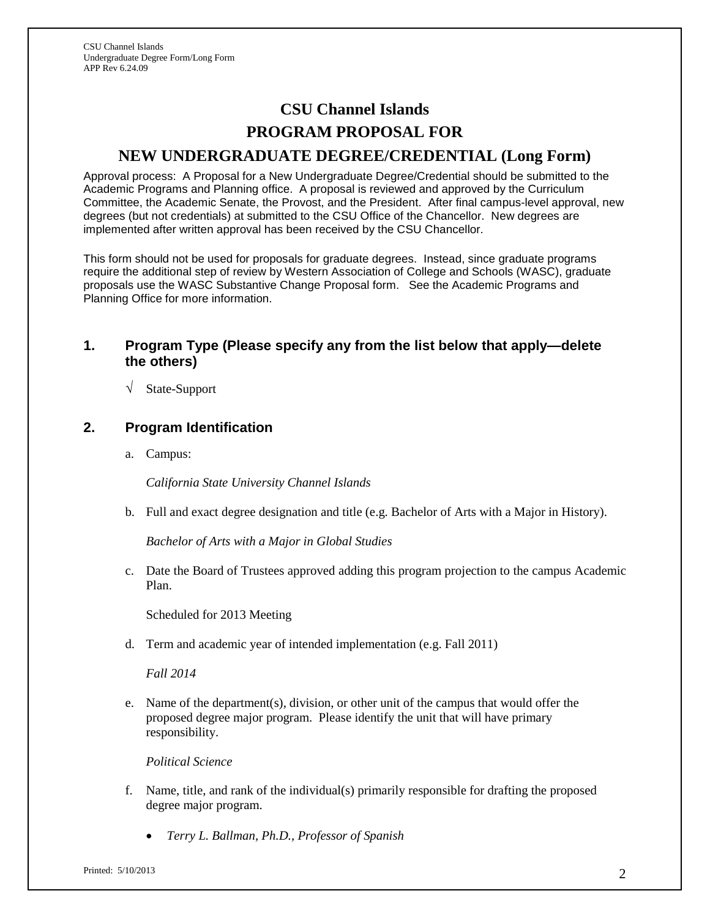# CSU Channel Islands

# PROGRAM PROPOSAL FOR

# NEW UNDERGRADUATE DEGREE/CREDENTIAL (Long Form)

Approval process: A Proposal for a New Undergraduate Degree/Credential should be submitted to the Academic Programs and Planning office. A proposal is reviewed and approved by the Curriculum Committee, the Academic Senate, the Provost, and the President. After final campus-level approval, new degrees (but not credentials) at submitted to the CSU Office of the Chancellor. New degrees are implemented after written approval has been received by the CSU Chancellor.

This form should not be used for proposals for graduate degrees. Instead, since graduate programs require the additional step of review by Western Association of College and Schools (WASC), graduate proposals use the WASC Substantive Change Proposal form. See the Academic Programs and Planning Office for more information.

## 1. Program Type (Please specify any from the list below that apply—delete the others)

√ State-Support

## 2. Program Identification

a. Campus:

*California State University Channel Islands*

b. Full and exact degree designation and title (e.g. Bachelor of Arts with a Major in History).

*Bachelor of Arts with a Major in Global Studies*

c. Date the Board of Trustees approved adding this program projection to the campus Academic Plan.

Scheduled for 2013 Meeting

d. Term and academic year of intended implementation (e.g. Fall 2011)

*Fall 2014*

e. Name of the department(s), division, or other unit of the campus that would offer the proposed degree major program. Please identify the unit that will have primary responsibility.

*Political Science*

f. Name, title, and rank of the individual(s) primarily responsible for drafting the proposed degree major program.

- *Terry L. Ballman, Ph.D., Professor of Spanish*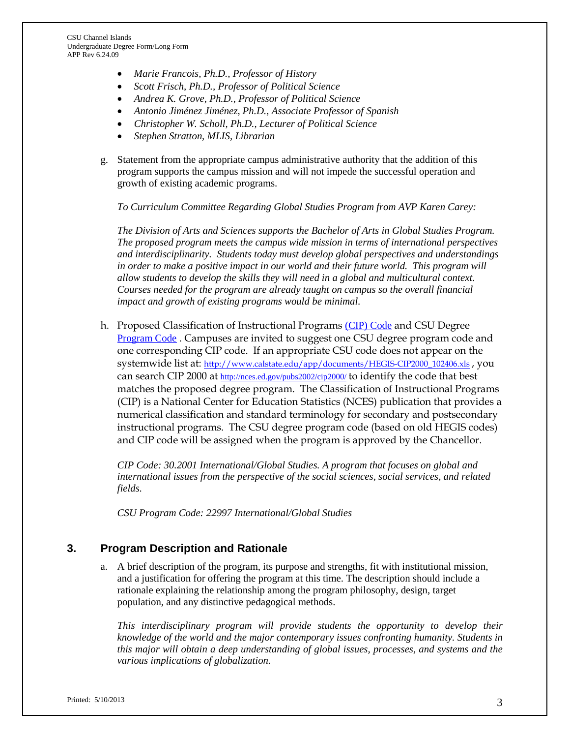- *Marie Francois, Ph.D., Professor of History*
- *Scott Frisch, Ph.D., Professor of Political Science*
- *Andrea K. Grove, Ph.D., Professor of Political Science*
- *Antonio Jiménez Jiménez, Ph.D., Associate Professor of Spanish*
- *Christopher W. Scholl, Ph.D., Lecturer of Political Science*
- *Stephen Stratton, MLIS, Librarian*

g. Statement from the appropriate campus administrative authority that the addition of this program supports the campus mission and will not impede the successful operation and growth of existing academic programs.

*To Curriculum Committee Regarding Global Studies Program from AVP Karen Carey:*

*The Division of Arts and Sciences supports the Bachelor of Arts in Global Studies Program. The proposed program meets the campus wide mission in terms of international perspectives and interdisciplinarity. Students today must develop global perspectives and understandings in order to make a positive impact in our world and their future world. This program will allow students to develop the skills they will need in a global and multicultural context. Courses needed for the program are already taught on campus so the overall financial impact and growth of existing programs would be minimal.*

h. Proposed Classification of Instructional Programs (CIP) Code and CSU Degree Program Code . Campuses are invited to suggest one CSU degree program code and one corresponding CIP code. If an appropriate CSU code does not appear on the systemwide list at: http://www.calstate.edu/app/documents/HEGIS-CIP2000_102406.xls , you can search CIP 2000 at http://nces.ed.gov/pubs2002/cip2000/ to identify the code that best matches the proposed degree program. The Classification of Instructional Programs (CIP) is a National Center for Education Statistics (NCES) publication that provides a numerical classification and standard terminology for secondary and postsecondary instructional programs. The CSU degree program code (based on old HEGIS codes) and CIP code will be assigned when the program is approved by the Chancellor.

*CIP Code: 30.2001 International/Global Studies. A program that focuses on global and international issues from the perspective of the social sciences, social services, and related fields.*

*CSU Program Code: 22997 International/Global Studies*

## 3. Program Description and Rationale

a. A brief description of the program, its purpose and strengths, fit with institutional mission, and a justification for offering the program at this time. The description should include a rationale explaining the relationship among the program philosophy, design, target population, and any distinctive pedagogical methods.

*This interdisciplinary program will provide students the opportunity to develop their knowledge of the world and the major contemporary issues confronting humanity. Students in this major will obtain a deep understanding of global issues, processes, and systems and the various implications of globalization.*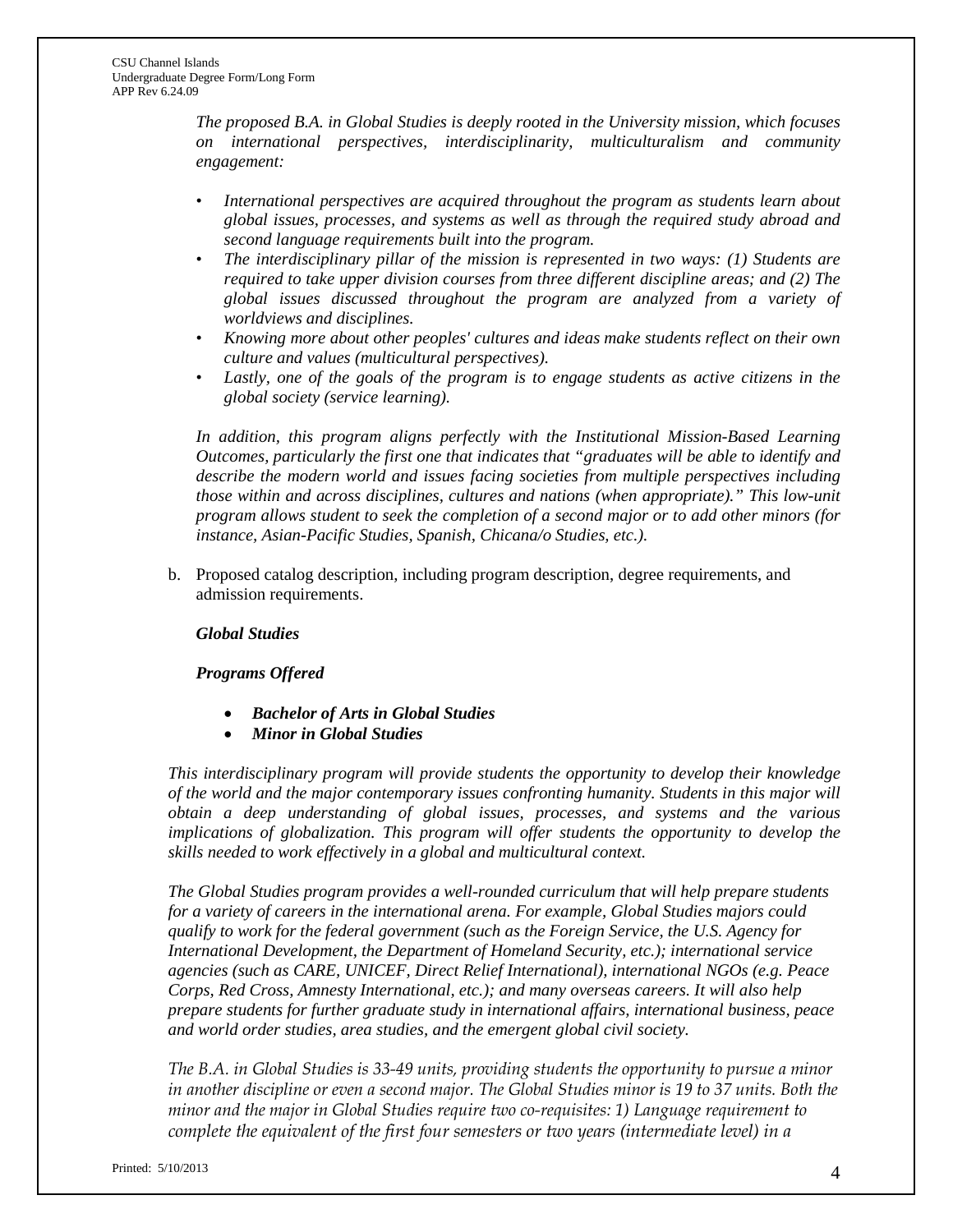*The proposed B.A. in Global Studies is deeply rooted in the University mission, which focuses on international perspectives, interdisciplinarity, multiculturalism and community engagement:*

- *International perspectives are acquired throughout the program as students learn about global issues, processes, and systems as well as through the required study abroad and second language requirements built into the program.*
- *The interdisciplinary pillar of the mission is represented in two ways: (1) Students are required to take upper division courses from three different discipline areas; and (2) The global issues discussed throughout the program are analyzed from a variety of worldviews and disciplines.*
- *Knowing more about other peoples' cultures and ideas make students reflect on their own culture and values (multicultural perspectives).*
- *Lastly, one of the goals of the program is to engage students as active citizens in the global society (service learning).*

*In addition, this program aligns perfectly with the Institutional Mission-Based Learning Outcomes, particularly the first one that indicates that "graduates will be able to identify and describe the modern world and issues facing societies from multiple perspectives including those within and across disciplines, cultures and nations (when appropriate)." This low-unit program allows student to seek the completion of a second major or to add other minors (for instance, Asian-Pacific Studies, Spanish, Chicana/o Studies, etc.).*

b. Proposed catalog description, including program description, degree requirements, and admission requirements.

***Global Studies***

***Programs Offered***

- ***Bachelor of Arts in Global Studies***
- ***Minor in Global Studies***

*This interdisciplinary program will provide students the opportunity to develop their knowledge of the world and the major contemporary issues confronting humanity. Students in this major will obtain a deep understanding of global issues, processes, and systems and the various implications of globalization. This program will offer students the opportunity to develop the skills needed to work effectively in a global and multicultural context.*

*The Global Studies program provides a well-rounded curriculum that will help prepare students for a variety of careers in the international arena. For example, Global Studies majors could qualify to work for the federal government (such as the Foreign Service, the U.S. Agency for International Development, the Department of Homeland Security, etc.); international service agencies (such as CARE, UNICEF, Direct Relief International), international NGOs (e.g. Peace Corps, Red Cross, Amnesty International, etc.); and many overseas careers. It will also help prepare students for further graduate study in international affairs, international business, peace and world order studies, area studies, and the emergent global civil society.*

*The B.A. in Global Studies is 33-49 units, providing students the opportunity to pursue a minor in another discipline or even a second major. The Global Studies minor is 19 to 37 units. Both the minor and the major in Global Studies require two co-requisites: 1) Language requirement to complete the equivalent of the first four semesters or two years (intermediate level) in a*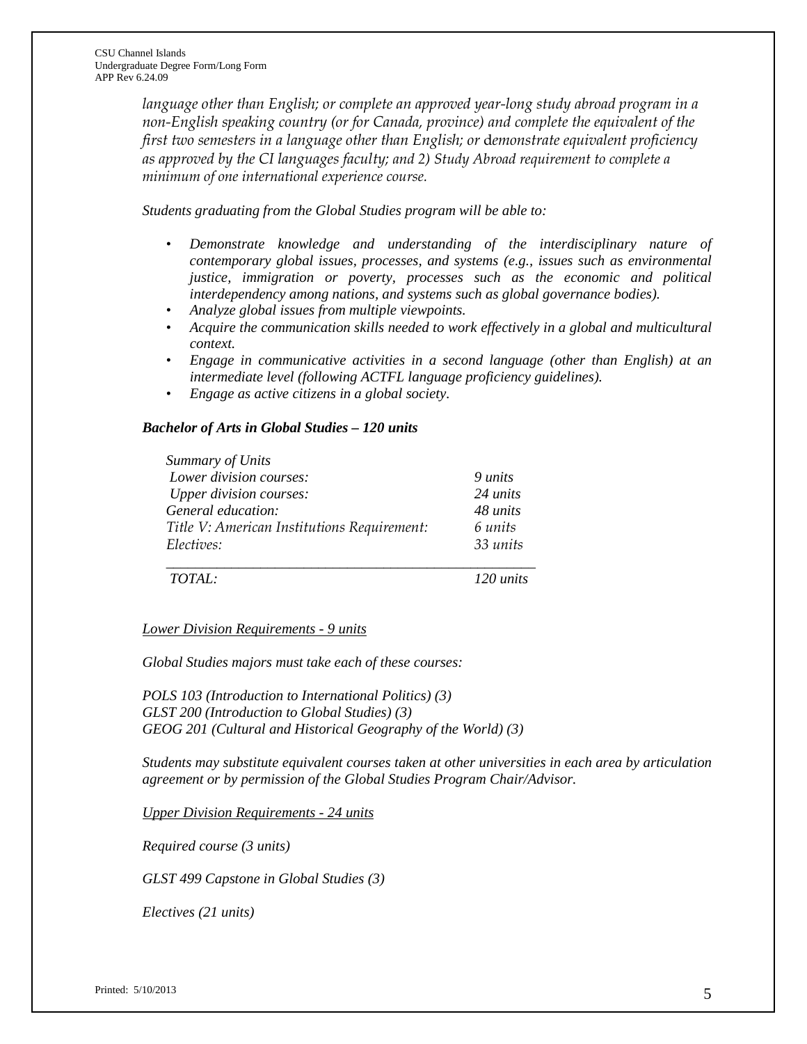*language other than English; or complete an approved year-long study abroad program in a non-English speaking country (or for Canada, province) and complete the equivalent of the first two semesters in a language other than English; or demonstrate equivalent proficiency as approved by the CI languages faculty; and 2) Study Abroad requirement to complete a minimum of one international experience course.*

*Students graduating from the Global Studies program will be able to:*

- *Demonstrate knowledge and understanding of the interdisciplinary nature of contemporary global issues, processes, and systems (e.g., issues such as environmental justice, immigration or poverty, processes such as the economic and political interdependency among nations, and systems such as global governance bodies).*
- *Analyze global issues from multiple viewpoints.*
- *Acquire the communication skills needed to work effectively in a global and multicultural context.*
- *Engage in communicative activities in a second language (other than English) at an intermediate level (following ACTFL language proficiency guidelines).*
- *Engage as active citizens in a global society.*

***Bachelor of Arts in Global Studies – 120 units***

| *Summary of Units* | |
|---|---|
| *Lower division courses:* | *9 units* |
| *Upper division courses:* | *24 units* |
| *General education:* | *48 units* |
| *Title V: American Institutions Requirement:* | *6 units* |
| *Electives:* | *33 units* |
| *TOTAL:* | *120 units* |

*Lower Division Requirements - 9 units*

*Global Studies majors must take each of these courses:*

*POLS 103 (Introduction to International Politics) (3)*
*GLST 200 (Introduction to Global Studies) (3)*
*GEOG 201 (Cultural and Historical Geography of the World) (3)*

*Students may substitute equivalent courses taken at other universities in each area by articulation agreement or by permission of the Global Studies Program Chair/Advisor.*

*Upper Division Requirements - 24 units*

*Required course (3 units)*

*GLST 499 Capstone in Global Studies (3)*

*Electives (21 units)*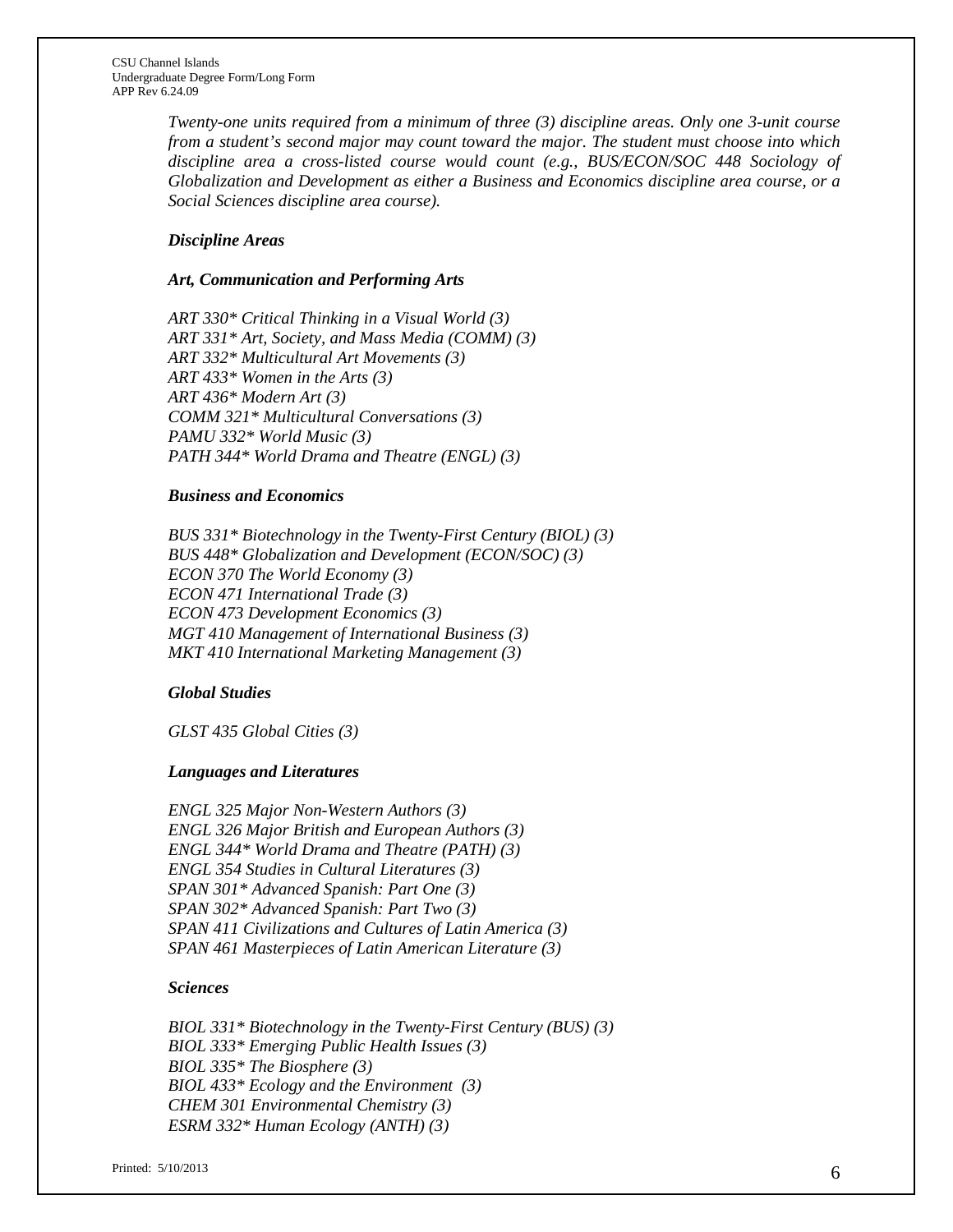*Twenty-one units required from a minimum of three (3) discipline areas. Only one 3-unit course from a student's second major may count toward the major. The student must choose into which discipline area a cross-listed course would count (e.g., BUS/ECON/SOC 448 Sociology of Globalization and Development as either a Business and Economics discipline area course, or a Social Sciences discipline area course).*

***Discipline Areas***

***Art, Communication and Performing Arts***

*ART 330* Critical Thinking in a Visual World (3)*
*ART 331* Art, Society, and Mass Media (COMM) (3)*
*ART 332* Multicultural Art Movements (3)*
*ART 433* Women in the Arts (3)*
*ART 436* Modern Art (3)*
*COMM 321* Multicultural Conversations (3)*
*PAMU 332* World Music (3)*
*PATH 344* World Drama and Theatre (ENGL) (3)*

***Business and Economics***

*BUS 331* Biotechnology in the Twenty-First Century (BIOL) (3)*
*BUS 448* Globalization and Development (ECON/SOC) (3)*
*ECON 370 The World Economy (3)*
*ECON 471 International Trade (3)*
*ECON 473 Development Economics (3)*
*MGT 410 Management of International Business (3)*
*MKT 410 International Marketing Management (3)*

***Global Studies***

*GLST 435 Global Cities (3)*

***Languages and Literatures***

*ENGL 325 Major Non-Western Authors (3)*
*ENGL 326 Major British and European Authors (3)*
*ENGL 344* World Drama and Theatre (PATH) (3)*
*ENGL 354 Studies in Cultural Literatures (3)*
*SPAN 301* Advanced Spanish: Part One (3)*
*SPAN 302* Advanced Spanish: Part Two (3)*
*SPAN 411 Civilizations and Cultures of Latin America (3)*
*SPAN 461 Masterpieces of Latin American Literature (3)*

***Sciences***

*BIOL 331* Biotechnology in the Twenty-First Century (BUS) (3)*
*BIOL 333* Emerging Public Health Issues (3)*
*BIOL 335* The Biosphere (3)*
*BIOL 433* Ecology and the Environment (3)*
*CHEM 301 Environmental Chemistry (3)*
*ESRM 332* Human Ecology (ANTH) (3)*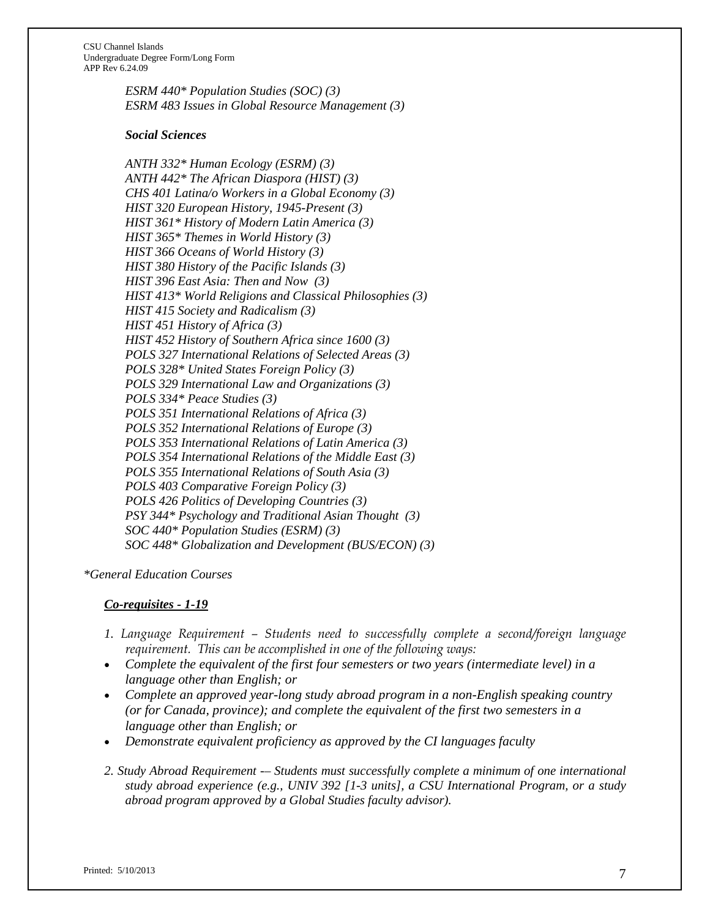*ESRM 440* Population Studies (SOC) (3)*
*ESRM 483 Issues in Global Resource Management (3)*

***Social Sciences***

*ANTH 332* Human Ecology (ESRM) (3)*
*ANTH 442* The African Diaspora (HIST) (3)*
*CHS 401 Latina/o Workers in a Global Economy (3)*
*HIST 320 European History, 1945-Present (3)*
*HIST 361* History of Modern Latin America (3)*
*HIST 365* Themes in World History (3)*
*HIST 366 Oceans of World History (3)*
*HIST 380 History of the Pacific Islands (3)*
*HIST 396 East Asia: Then and Now (3)*
*HIST 413* World Religions and Classical Philosophies (3)*
*HIST 415 Society and Radicalism (3)*
*HIST 451 History of Africa (3)*
*HIST 452 History of Southern Africa since 1600 (3)*
*POLS 327 International Relations of Selected Areas (3)*
*POLS 328* United States Foreign Policy (3)*
*POLS 329 International Law and Organizations (3)*
*POLS 334* Peace Studies (3)*
*POLS 351 International Relations of Africa (3)*
*POLS 352 International Relations of Europe (3)*
*POLS 353 International Relations of Latin America (3)*
*POLS 354 International Relations of the Middle East (3)*
*POLS 355 International Relations of South Asia (3)*
*POLS 403 Comparative Foreign Policy (3)*
*POLS 426 Politics of Developing Countries (3)*
*PSY 344* Psychology and Traditional Asian Thought (3)*
*SOC 440* Population Studies (ESRM) (3)*
*SOC 448* Globalization and Development (BUS/ECON) (3)*

**General Education Courses*

***<u>Co-requisites - 1-19</u>***

1. *Language Requirement – Students need to successfully complete a second/foreign language requirement. This can be accomplished in one of the following ways:*

- *Complete the equivalent of the first four semesters or two years (intermediate level) in a language other than English; or*
- *Complete an approved year-long study abroad program in a non-English speaking country (or for Canada, province); and complete the equivalent of the first two semesters in a language other than English; or*
- *Demonstrate equivalent proficiency as approved by the CI languages faculty*

2. *Study Abroad Requirement -– Students must successfully complete a minimum of one international study abroad experience (e.g., UNIV 392 [1-3 units], a CSU International Program, or a study abroad program approved by a Global Studies faculty advisor).*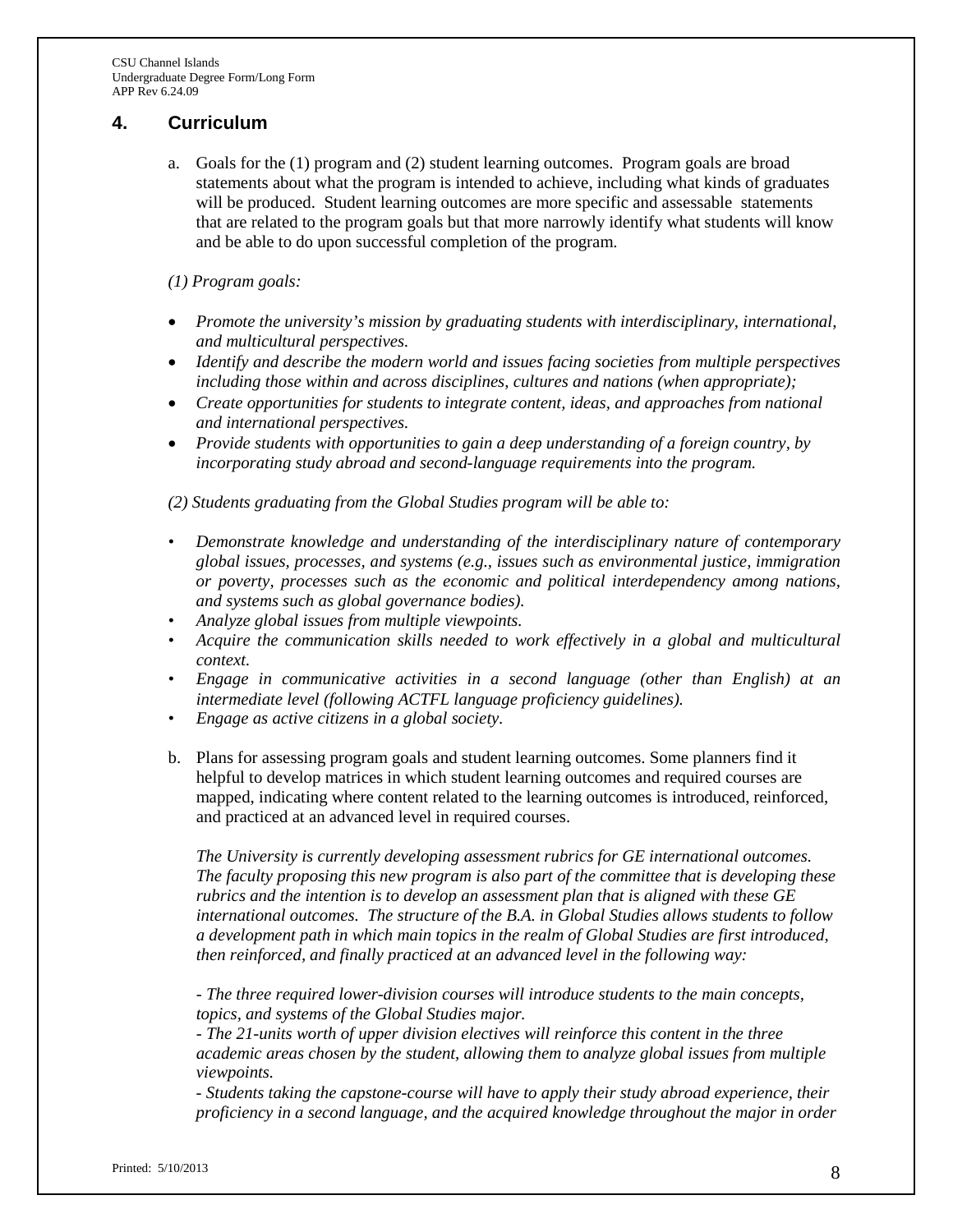## 4. Curriculum

a. Goals for the (1) program and (2) student learning outcomes. Program goals are broad statements about what the program is intended to achieve, including what kinds of graduates will be produced. Student learning outcomes are more specific and assessable statements that are related to the program goals but that more narrowly identify what students will know and be able to do upon successful completion of the program.

*(1) Program goals:*

- *Promote the university's mission by graduating students with interdisciplinary, international, and multicultural perspectives.*
- *Identify and describe the modern world and issues facing societies from multiple perspectives including those within and across disciplines, cultures and nations (when appropriate);*
- *Create opportunities for students to integrate content, ideas, and approaches from national and international perspectives.*
- *Provide students with opportunities to gain a deep understanding of a foreign country, by incorporating study abroad and second-language requirements into the program.*

*(2) Students graduating from the Global Studies program will be able to:*

- *Demonstrate knowledge and understanding of the interdisciplinary nature of contemporary global issues, processes, and systems (e.g., issues such as environmental justice, immigration or poverty, processes such as the economic and political interdependency among nations, and systems such as global governance bodies).*
- *Analyze global issues from multiple viewpoints.*
- *Acquire the communication skills needed to work effectively in a global and multicultural context.*
- *Engage in communicative activities in a second language (other than English) at an intermediate level (following ACTFL language proficiency guidelines).*
- *Engage as active citizens in a global society.*

b. Plans for assessing program goals and student learning outcomes. Some planners find it helpful to develop matrices in which student learning outcomes and required courses are mapped, indicating where content related to the learning outcomes is introduced, reinforced, and practiced at an advanced level in required courses.

*The University is currently developing assessment rubrics for GE international outcomes. The faculty proposing this new program is also part of the committee that is developing these rubrics and the intention is to develop an assessment plan that is aligned with these GE international outcomes. The structure of the B.A. in Global Studies allows students to follow a development path in which main topics in the realm of Global Studies are first introduced, then reinforced, and finally practiced at an advanced level in the following way:*

*- The three required lower-division courses will introduce students to the main concepts, topics, and systems of the Global Studies major.*
*- The 21-units worth of upper division electives will reinforce this content in the three academic areas chosen by the student, allowing them to analyze global issues from multiple viewpoints.*
*- Students taking the capstone-course will have to apply their study abroad experience, their proficiency in a second language, and the acquired knowledge throughout the major in order*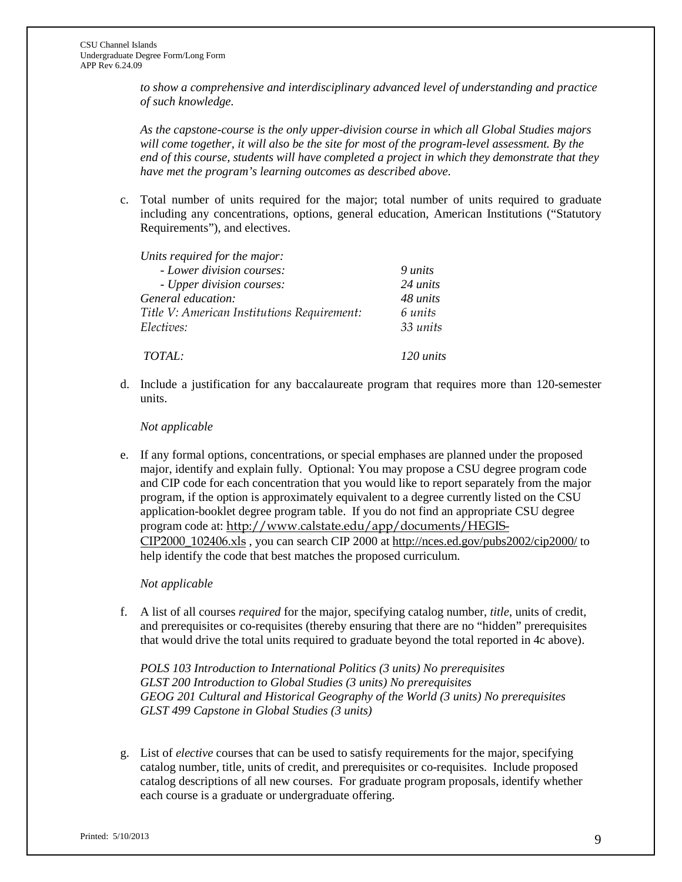*to show a comprehensive and interdisciplinary advanced level of understanding and practice of such knowledge.*

*As the capstone-course is the only upper-division course in which all Global Studies majors will come together, it will also be the site for most of the program-level assessment. By the end of this course, students will have completed a project in which they demonstrate that they have met the program's learning outcomes as described above.*

c. Total number of units required for the major; total number of units required to graduate including any concentrations, options, general education, American Institutions ("Statutory Requirements"), and electives.

| | |
|---|---|
| *Units required for the major:* | |
| *- Lower division courses:* | *9 units* |
| *- Upper division courses:* | *24 units* |
| *General education:* | *48 units* |
| *Title V: American Institutions Requirement:* | *6 units* |
| *Electives:* | *33 units* |
| *TOTAL:* | *120 units* |

d. Include a justification for any baccalaureate program that requires more than 120-semester units.

*Not applicable*

e. If any formal options, concentrations, or special emphases are planned under the proposed major, identify and explain fully. Optional: You may propose a CSU degree program code and CIP code for each concentration that you would like to report separately from the major program, if the option is approximately equivalent to a degree currently listed on the CSU application-booklet degree program table. If you do not find an appropriate CSU degree program code at: http://www.calstate.edu/app/documents/HEGIS-CIP2000_102406.xls , you can search CIP 2000 at http://nces.ed.gov/pubs2002/cip2000/ to help identify the code that best matches the proposed curriculum.

*Not applicable*

f. A list of all courses *required* for the major, specifying catalog number, *title*, units of credit, and prerequisites or co-requisites (thereby ensuring that there are no "hidden" prerequisites that would drive the total units required to graduate beyond the total reported in 4c above).

*POLS 103 Introduction to International Politics (3 units) No prerequisites*
*GLST 200 Introduction to Global Studies (3 units) No prerequisites*
*GEOG 201 Cultural and Historical Geography of the World (3 units) No prerequisites*
*GLST 499 Capstone in Global Studies (3 units)*

g. List of *elective* courses that can be used to satisfy requirements for the major, specifying catalog number, title, units of credit, and prerequisites or co-requisites. Include proposed catalog descriptions of all new courses. For graduate program proposals, identify whether each course is a graduate or undergraduate offering.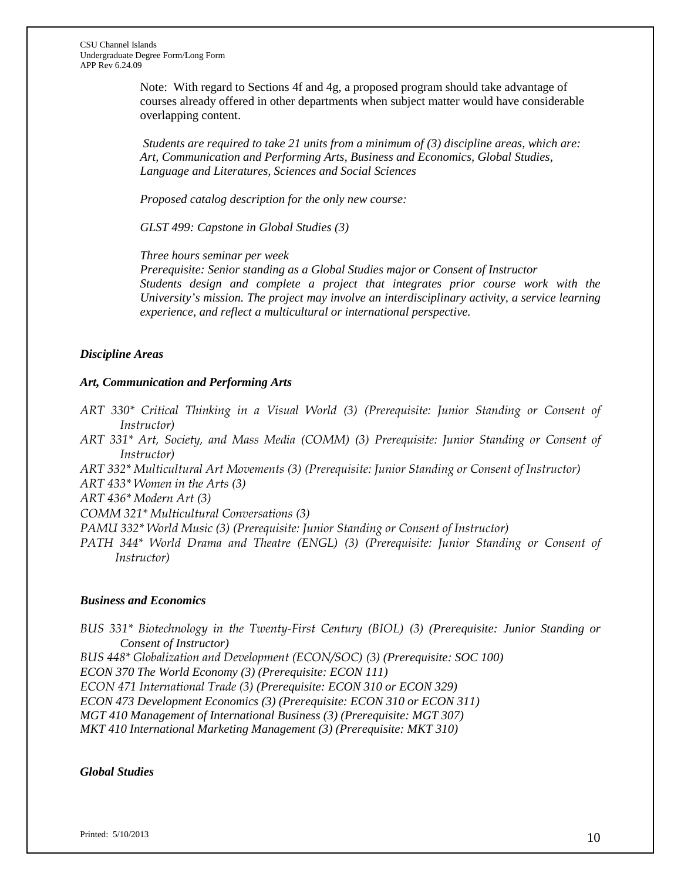Note: With regard to Sections 4f and 4g, a proposed program should take advantage of courses already offered in other departments when subject matter would have considerable overlapping content.

*Students are required to take 21 units from a minimum of (3) discipline areas, which are: Art, Communication and Performing Arts, Business and Economics, Global Studies, Language and Literatures, Sciences and Social Sciences*

*Proposed catalog description for the only new course:*

*GLST 499: Capstone in Global Studies (3)*

*Three hours seminar per week*
*Prerequisite: Senior standing as a Global Studies major or Consent of Instructor*
*Students design and complete a project that integrates prior course work with the University's mission. The project may involve an interdisciplinary activity, a service learning experience, and reflect a multicultural or international perspective.*

***Discipline Areas***

***Art, Communication and Performing Arts***

*ART 330* Critical Thinking in a Visual World (3) (Prerequisite: Junior Standing or Consent of Instructor)*
*ART 331* Art, Society, and Mass Media (COMM) (3) Prerequisite: Junior Standing or Consent of Instructor)*
*ART 332* Multicultural Art Movements (3) (Prerequisite: Junior Standing or Consent of Instructor)*
*ART 433* Women in the Arts (3)*
*ART 436* Modern Art (3)*
*COMM 321* Multicultural Conversations (3)*
*PAMU 332* World Music (3) (Prerequisite: Junior Standing or Consent of Instructor)*
*PATH 344* World Drama and Theatre (ENGL) (3) (Prerequisite: Junior Standing or Consent of Instructor)*

***Business and Economics***

*BUS 331* Biotechnology in the Twenty-First Century (BIOL) (3) (Prerequisite: Junior Standing or Consent of Instructor)*
*BUS 448* Globalization and Development (ECON/SOC) (3) (Prerequisite: SOC 100)*
*ECON 370 The World Economy (3) (Prerequisite: ECON 111)*
*ECON 471 International Trade (3) (Prerequisite: ECON 310 or ECON 329)*
*ECON 473 Development Economics (3) (Prerequisite: ECON 310 or ECON 311)*
*MGT 410 Management of International Business (3) (Prerequisite: MGT 307)*
*MKT 410 International Marketing Management (3) (Prerequisite: MKT 310)*

***Global Studies***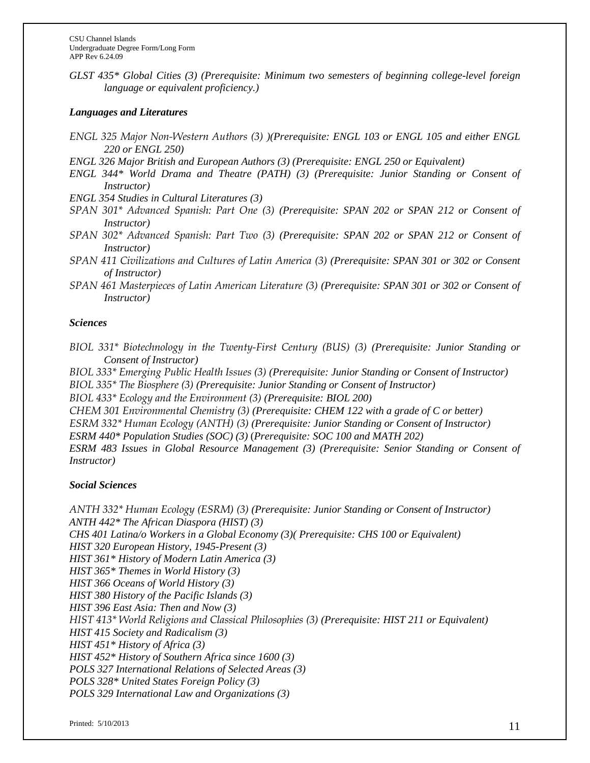*GLST 435\* Global Cities (3) (Prerequisite: Minimum two semesters of beginning college-level foreign language or equivalent proficiency.)*

***Languages and Literatures***

*ENGL 325 Major Non-Western Authors (3) )(Prerequisite: ENGL 103 or ENGL 105 and either ENGL 220 or ENGL 250)*

*ENGL 326 Major British and European Authors (3) (Prerequisite: ENGL 250 or Equivalent)*

*ENGL 344\* World Drama and Theatre (PATH) (3) (Prerequisite: Junior Standing or Consent of Instructor)*

*ENGL 354 Studies in Cultural Literatures (3)*

*SPAN 301\* Advanced Spanish: Part One (3) (Prerequisite: SPAN 202 or SPAN 212 or Consent of Instructor)*

*SPAN 302\* Advanced Spanish: Part Two (3) (Prerequisite: SPAN 202 or SPAN 212 or Consent of Instructor)*

*SPAN 411 Civilizations and Cultures of Latin America (3) (Prerequisite: SPAN 301 or 302 or Consent of Instructor)*

*SPAN 461 Masterpieces of Latin American Literature (3) (Prerequisite: SPAN 301 or 302 or Consent of Instructor)*

***Sciences***

*BIOL 331\* Biotechnology in the Twenty-First Century (BUS) (3) (Prerequisite: Junior Standing or Consent of Instructor)*

*BIOL 333\* Emerging Public Health Issues (3) (Prerequisite: Junior Standing or Consent of Instructor)*

*BIOL 335\* The Biosphere (3) (Prerequisite: Junior Standing or Consent of Instructor)*

*BIOL 433\* Ecology and the Environment (3) (Prerequisite: BIOL 200)*

*CHEM 301 Environmental Chemistry (3) (Prerequisite: CHEM 122 with a grade of C or better)*

*ESRM 332\* Human Ecology (ANTH) (3) (Prerequisite: Junior Standing or Consent of Instructor)*

*ESRM 440\* Population Studies (SOC) (3) (Prerequisite: SOC 100 and MATH 202)*

*ESRM 483 Issues in Global Resource Management (3) (Prerequisite: Senior Standing or Consent of Instructor)*

***Social Sciences***

*ANTH 332\* Human Ecology (ESRM) (3) (Prerequisite: Junior Standing or Consent of Instructor)*

*ANTH 442\* The African Diaspora (HIST) (3)*

*CHS 401 Latina/o Workers in a Global Economy (3)( Prerequisite: CHS 100 or Equivalent)*

*HIST 320 European History, 1945-Present (3)*

*HIST 361\* History of Modern Latin America (3)*

*HIST 365\* Themes in World History (3)*

*HIST 366 Oceans of World History (3)*

*HIST 380 History of the Pacific Islands (3)*

*HIST 396 East Asia: Then and Now (3)*

*HIST 413\* World Religions and Classical Philosophies (3) (Prerequisite: HIST 211 or Equivalent)*

*HIST 415 Society and Radicalism (3)*

*HIST 451\* History of Africa (3)*

*HIST 452\* History of Southern Africa since 1600 (3)*

*POLS 327 International Relations of Selected Areas (3)*

*POLS 328\* United States Foreign Policy (3)*

*POLS 329 International Law and Organizations (3)*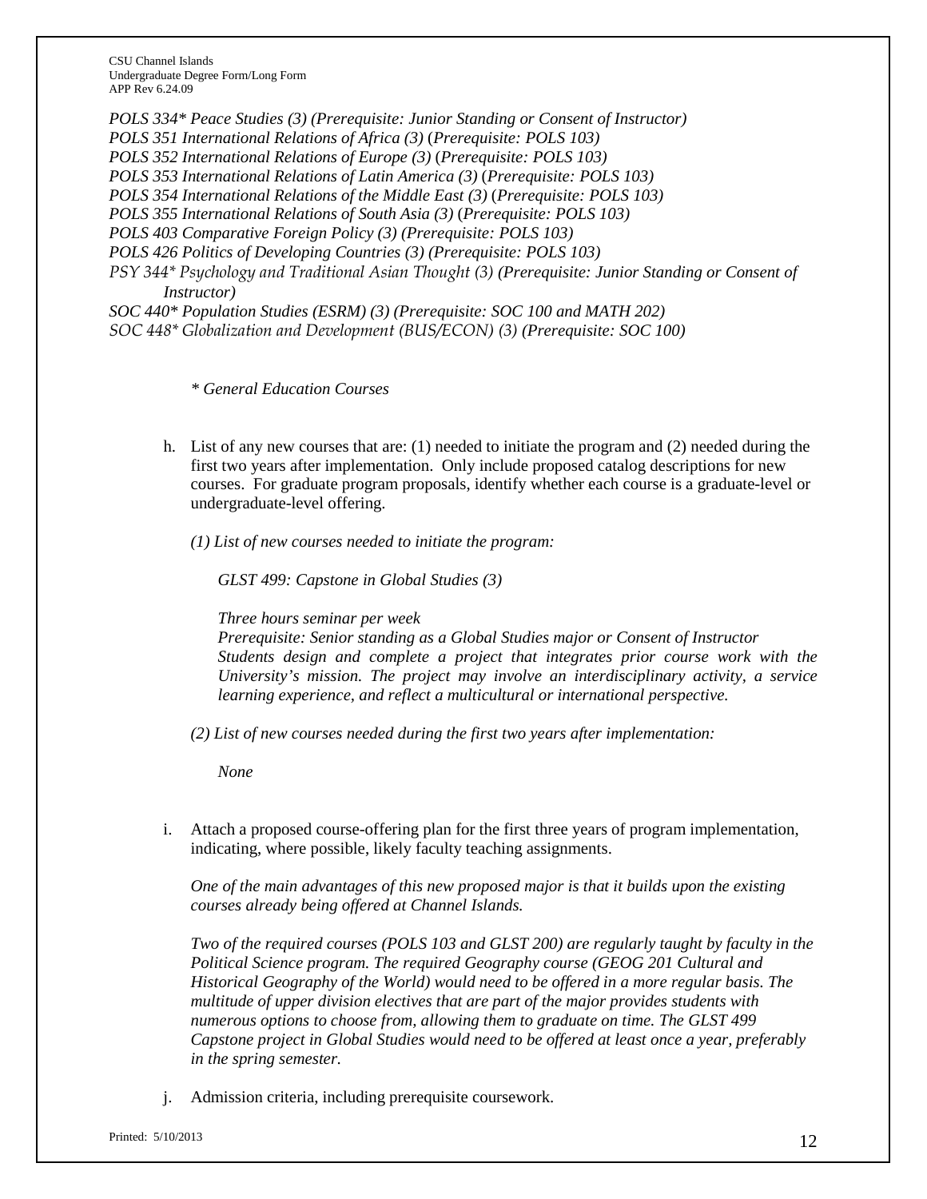*POLS 334\* Peace Studies (3) (Prerequisite: Junior Standing or Consent of Instructor)*
*POLS 351 International Relations of Africa (3) (Prerequisite: POLS 103)*
*POLS 352 International Relations of Europe (3) (Prerequisite: POLS 103)*
*POLS 353 International Relations of Latin America (3) (Prerequisite: POLS 103)*
*POLS 354 International Relations of the Middle East (3) (Prerequisite: POLS 103)*
*POLS 355 International Relations of South Asia (3) (Prerequisite: POLS 103)*
*POLS 403 Comparative Foreign Policy (3) (Prerequisite: POLS 103)*
*POLS 426 Politics of Developing Countries (3) (Prerequisite: POLS 103)*
*PSY 344\* Psychology and Traditional Asian Thought (3) (Prerequisite: Junior Standing or Consent of Instructor)*
*SOC 440\* Population Studies (ESRM) (3) (Prerequisite: SOC 100 and MATH 202)*
*SOC 448\* Globalization and Development (BUS/ECON) (3) (Prerequisite: SOC 100)*

*\* General Education Courses*

h. List of any new courses that are: (1) needed to initiate the program and (2) needed during the first two years after implementation. Only include proposed catalog descriptions for new courses. For graduate program proposals, identify whether each course is a graduate-level or undergraduate-level offering.

*(1) List of new courses needed to initiate the program:*

*GLST 499: Capstone in Global Studies (3)*

*Three hours seminar per week*
*Prerequisite: Senior standing as a Global Studies major or Consent of Instructor*
*Students design and complete a project that integrates prior course work with the University's mission. The project may involve an interdisciplinary activity, a service learning experience, and reflect a multicultural or international perspective.*

*(2) List of new courses needed during the first two years after implementation:*

*None*

i. Attach a proposed course-offering plan for the first three years of program implementation, indicating, where possible, likely faculty teaching assignments.

*One of the main advantages of this new proposed major is that it builds upon the existing courses already being offered at Channel Islands.*

*Two of the required courses (POLS 103 and GLST 200) are regularly taught by faculty in the Political Science program. The required Geography course (GEOG 201 Cultural and Historical Geography of the World) would need to be offered in a more regular basis. The multitude of upper division electives that are part of the major provides students with numerous options to choose from, allowing them to graduate on time. The GLST 499 Capstone project in Global Studies would need to be offered at least once a year, preferably in the spring semester.*

j. Admission criteria, including prerequisite coursework.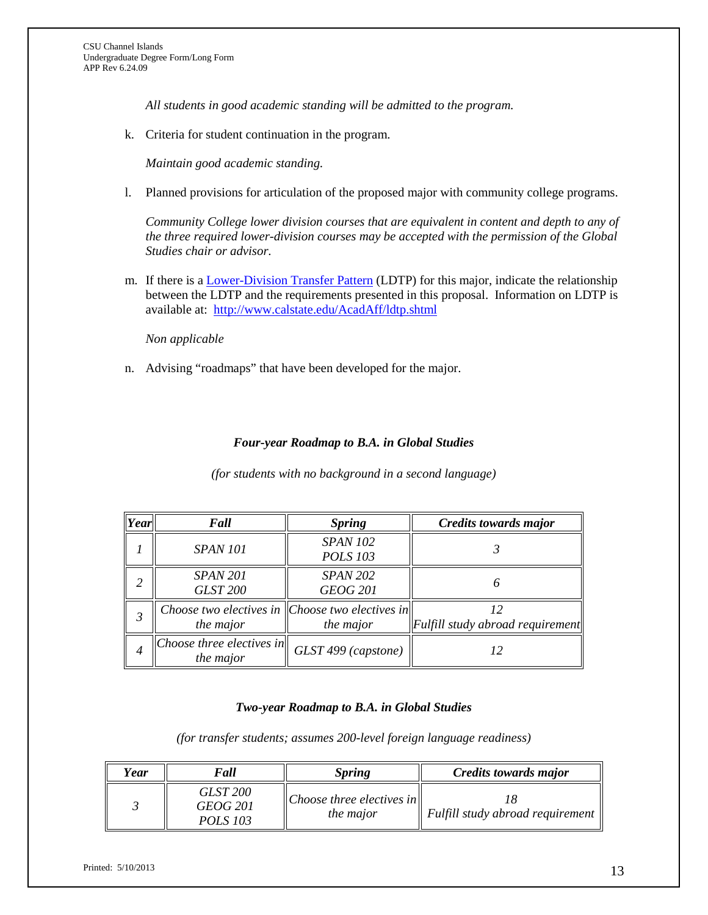*All students in good academic standing will be admitted to the program.*

k. Criteria for student continuation in the program.

*Maintain good academic standing.*

l. Planned provisions for articulation of the proposed major with community college programs.

*Community College lower division courses that are equivalent in content and depth to any of the three required lower-division courses may be accepted with the permission of the Global Studies chair or advisor.*

m. If there is a [Lower-Division Transfer Pattern](http://www.calstate.edu/AcadAff/ldtp.shtml) (LDTP) for this major, indicate the relationship between the LDTP and the requirements presented in this proposal. Information on LDTP is available at: http://www.calstate.edu/AcadAff/ldtp.shtml

*Non applicable*

n. Advising "roadmaps" that have been developed for the major.

***Four-year Roadmap to B.A. in Global Studies***

*(for students with no background in a second language)*

| *Year* | *Fall* | *Spring* | *Credits towards major* |
|---|---|---|---|
| *1* | *SPAN 101* | *SPAN 102*<br>*POLS 103* | *3* |
| *2* | *SPAN 201*<br>*GLST 200* | *SPAN 202*<br>*GEOG 201* | *6* |
| *3* | *Choose two electives in the major* | *Choose two electives in the major* | *12*<br>*Fulfill study abroad requirement* |
| *4* | *Choose three electives in the major* | *GLST 499 (capstone)* | *12* |

***Two-year Roadmap to B.A. in Global Studies***

*(for transfer students; assumes 200-level foreign language readiness)*

| *Year* | *Fall* | *Spring* | *Credits towards major* |
|---|---|---|---|
| *3* | *GLST 200*<br>*GEOG 201*<br>*POLS 103* | *Choose three electives in the major* | *18*<br>*Fulfill study abroad requirement* |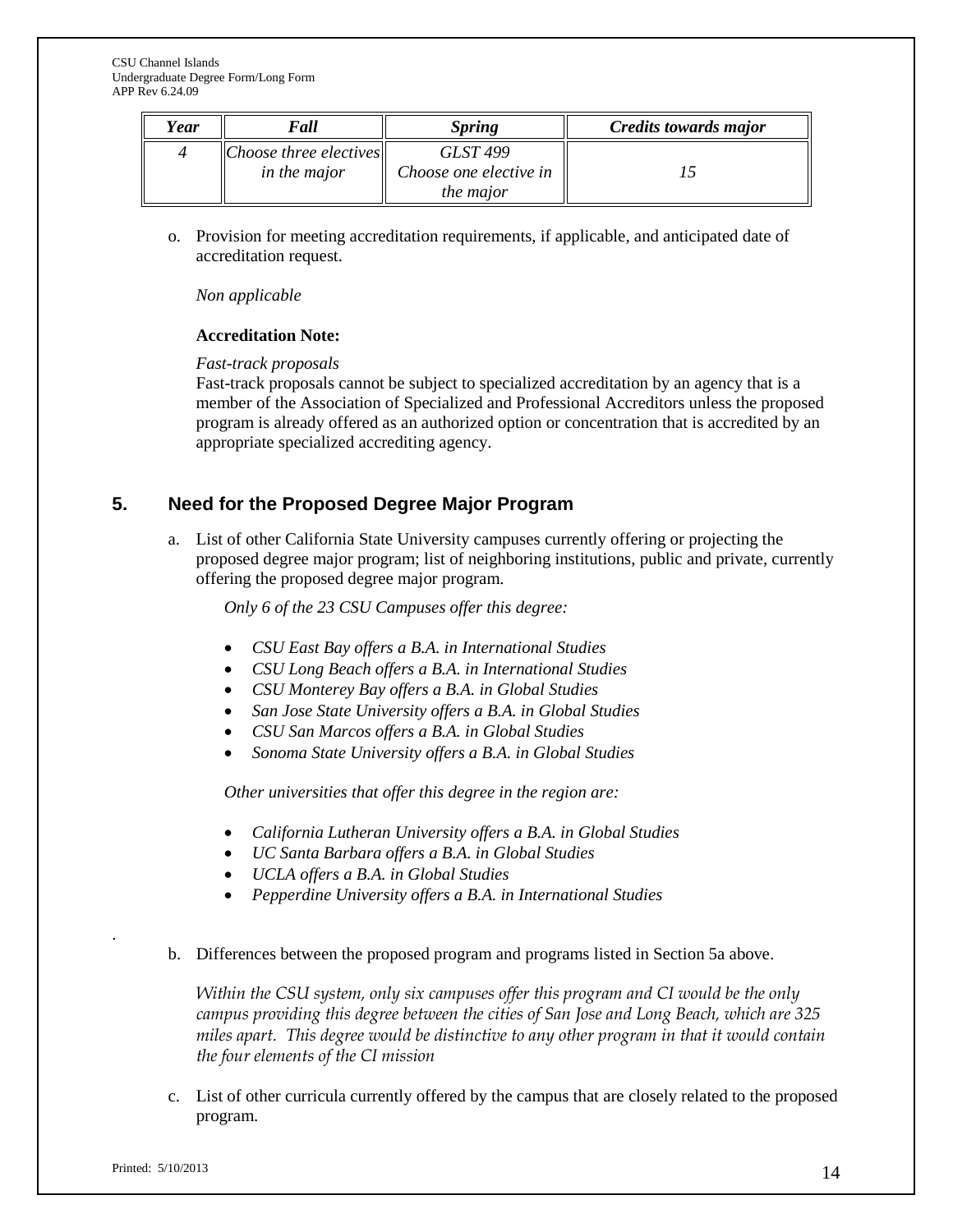| *Year* | *Fall* | *Spring* | *Credits towards major* |
|---|---|---|---|
| *4* | *Choose three electives in the major* | *GLST 499 Choose one elective in the major* | *15* |

o. Provision for meeting accreditation requirements, if applicable, and anticipated date of accreditation request.

*Non applicable*

**Accreditation Note:**

*Fast-track proposals*
Fast-track proposals cannot be subject to specialized accreditation by an agency that is a member of the Association of Specialized and Professional Accreditors unless the proposed program is already offered as an authorized option or concentration that is accredited by an appropriate specialized accrediting agency.

## 5. Need for the Proposed Degree Major Program

a. List of other California State University campuses currently offering or projecting the proposed degree major program; list of neighboring institutions, public and private, currently offering the proposed degree major program.

*Only 6 of the 23 CSU Campuses offer this degree:*

- *CSU East Bay offers a B.A. in International Studies*
- *CSU Long Beach offers a B.A. in International Studies*
- *CSU Monterey Bay offers a B.A. in Global Studies*
- *San Jose State University offers a B.A. in Global Studies*
- *CSU San Marcos offers a B.A. in Global Studies*
- *Sonoma State University offers a B.A. in Global Studies*

*Other universities that offer this degree in the region are:*

- *California Lutheran University offers a B.A. in Global Studies*
- *UC Santa Barbara offers a B.A. in Global Studies*
- *UCLA offers a B.A. in Global Studies*
- *Pepperdine University offers a B.A. in International Studies*

b. Differences between the proposed program and programs listed in Section 5a above.

*Within the CSU system, only six campuses offer this program and CI would be the only campus providing this degree between the cities of San Jose and Long Beach, which are 325 miles apart. This degree would be distinctive to any other program in that it would contain the four elements of the CI mission*

c. List of other curricula currently offered by the campus that are closely related to the proposed program.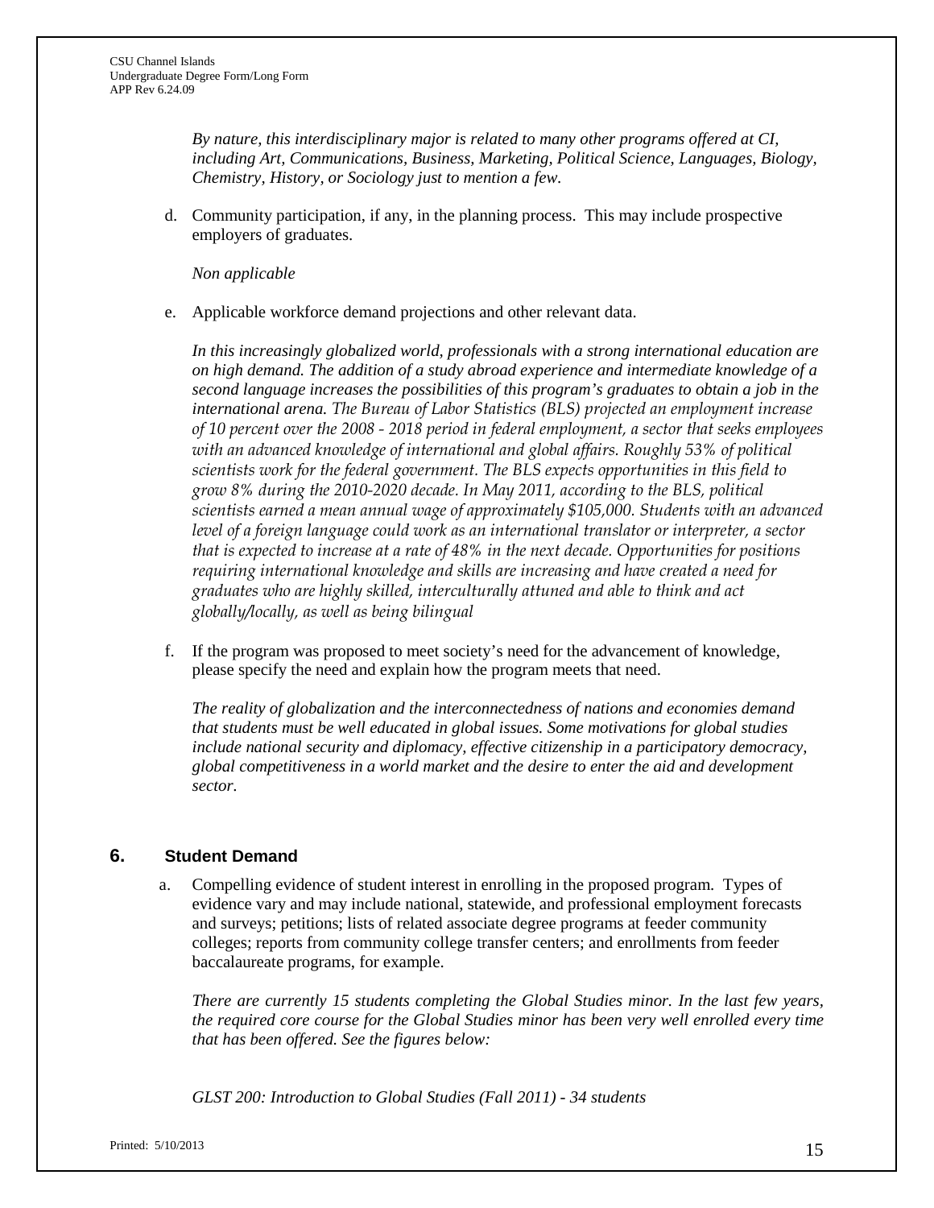*By nature, this interdisciplinary major is related to many other programs offered at CI, including Art, Communications, Business, Marketing, Political Science, Languages, Biology, Chemistry, History, or Sociology just to mention a few.*

d. Community participation, if any, in the planning process. This may include prospective employers of graduates.

   *Non applicable*

e. Applicable workforce demand projections and other relevant data.

   *In this increasingly globalized world, professionals with a strong international education are on high demand. The addition of a study abroad experience and intermediate knowledge of a second language increases the possibilities of this program's graduates to obtain a job in the international arena. The Bureau of Labor Statistics (BLS) projected an employment increase of 10 percent over the 2008 - 2018 period in federal employment, a sector that seeks employees with an advanced knowledge of international and global affairs. Roughly 53% of political scientists work for the federal government. The BLS expects opportunities in this field to grow 8% during the 2010-2020 decade. In May 2011, according to the BLS, political scientists earned a mean annual wage of approximately $105,000. Students with an advanced level of a foreign language could work as an international translator or interpreter, a sector that is expected to increase at a rate of 48% in the next decade. Opportunities for positions requiring international knowledge and skills are increasing and have created a need for graduates who are highly skilled, interculturally attuned and able to think and act globally/locally, as well as being bilingual*

f. If the program was proposed to meet society's need for the advancement of knowledge, please specify the need and explain how the program meets that need.

   *The reality of globalization and the interconnectedness of nations and economies demand that students must be well educated in global issues. Some motivations for global studies include national security and diplomacy, effective citizenship in a participatory democracy, global competitiveness in a world market and the desire to enter the aid and development sector.*

## 6. Student Demand

a. Compelling evidence of student interest in enrolling in the proposed program. Types of evidence vary and may include national, statewide, and professional employment forecasts and surveys; petitions; lists of related associate degree programs at feeder community colleges; reports from community college transfer centers; and enrollments from feeder baccalaureate programs, for example.

   *There are currently 15 students completing the Global Studies minor. In the last few years, the required core course for the Global Studies minor has been very well enrolled every time that has been offered. See the figures below:*

   *GLST 200: Introduction to Global Studies (Fall 2011) - 34 students*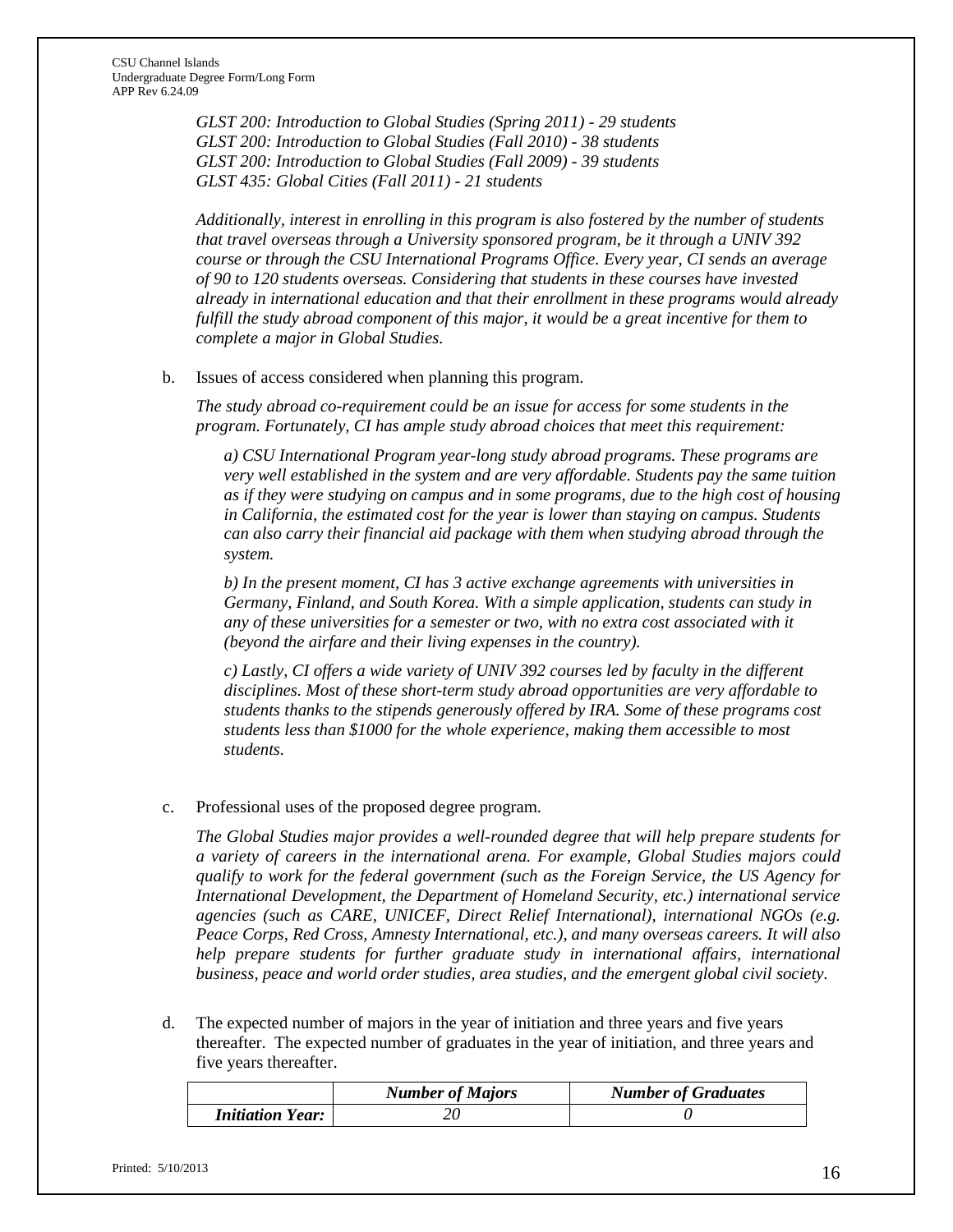*GLST 200: Introduction to Global Studies (Spring 2011) - 29 students*
*GLST 200: Introduction to Global Studies (Fall 2010) - 38 students*
*GLST 200: Introduction to Global Studies (Fall 2009) - 39 students*
*GLST 435: Global Cities (Fall 2011) - 21 students*

*Additionally, interest in enrolling in this program is also fostered by the number of students that travel overseas through a University sponsored program, be it through a UNIV 392 course or through the CSU International Programs Office. Every year, CI sends an average of 90 to 120 students overseas. Considering that students in these courses have invested already in international education and that their enrollment in these programs would already fulfill the study abroad component of this major, it would be a great incentive for them to complete a major in Global Studies.*

b. Issues of access considered when planning this program.

*The study abroad co-requirement could be an issue for access for some students in the program. Fortunately, CI has ample study abroad choices that meet this requirement:*

*a) CSU International Program year-long study abroad programs. These programs are very well established in the system and are very affordable. Students pay the same tuition as if they were studying on campus and in some programs, due to the high cost of housing in California, the estimated cost for the year is lower than staying on campus. Students can also carry their financial aid package with them when studying abroad through the system.*

*b) In the present moment, CI has 3 active exchange agreements with universities in Germany, Finland, and South Korea. With a simple application, students can study in any of these universities for a semester or two, with no extra cost associated with it (beyond the airfare and their living expenses in the country).*

*c) Lastly, CI offers a wide variety of UNIV 392 courses led by faculty in the different disciplines. Most of these short-term study abroad opportunities are very affordable to students thanks to the stipends generously offered by IRA. Some of these programs cost students less than $1000 for the whole experience, making them accessible to most students.*

c. Professional uses of the proposed degree program.

*The Global Studies major provides a well-rounded degree that will help prepare students for a variety of careers in the international arena. For example, Global Studies majors could qualify to work for the federal government (such as the Foreign Service, the US Agency for International Development, the Department of Homeland Security, etc.) international service agencies (such as CARE, UNICEF, Direct Relief International), international NGOs (e.g. Peace Corps, Red Cross, Amnesty International, etc.), and many overseas careers. It will also help prepare students for further graduate study in international affairs, international business, peace and world order studies, area studies, and the emergent global civil society.*

d. The expected number of majors in the year of initiation and three years and five years thereafter. The expected number of graduates in the year of initiation, and three years and five years thereafter.

| | ***Number of Majors*** | ***Number of Graduates*** |
|---|---|---|
| ***Initiation Year:*** | *20* | *0* |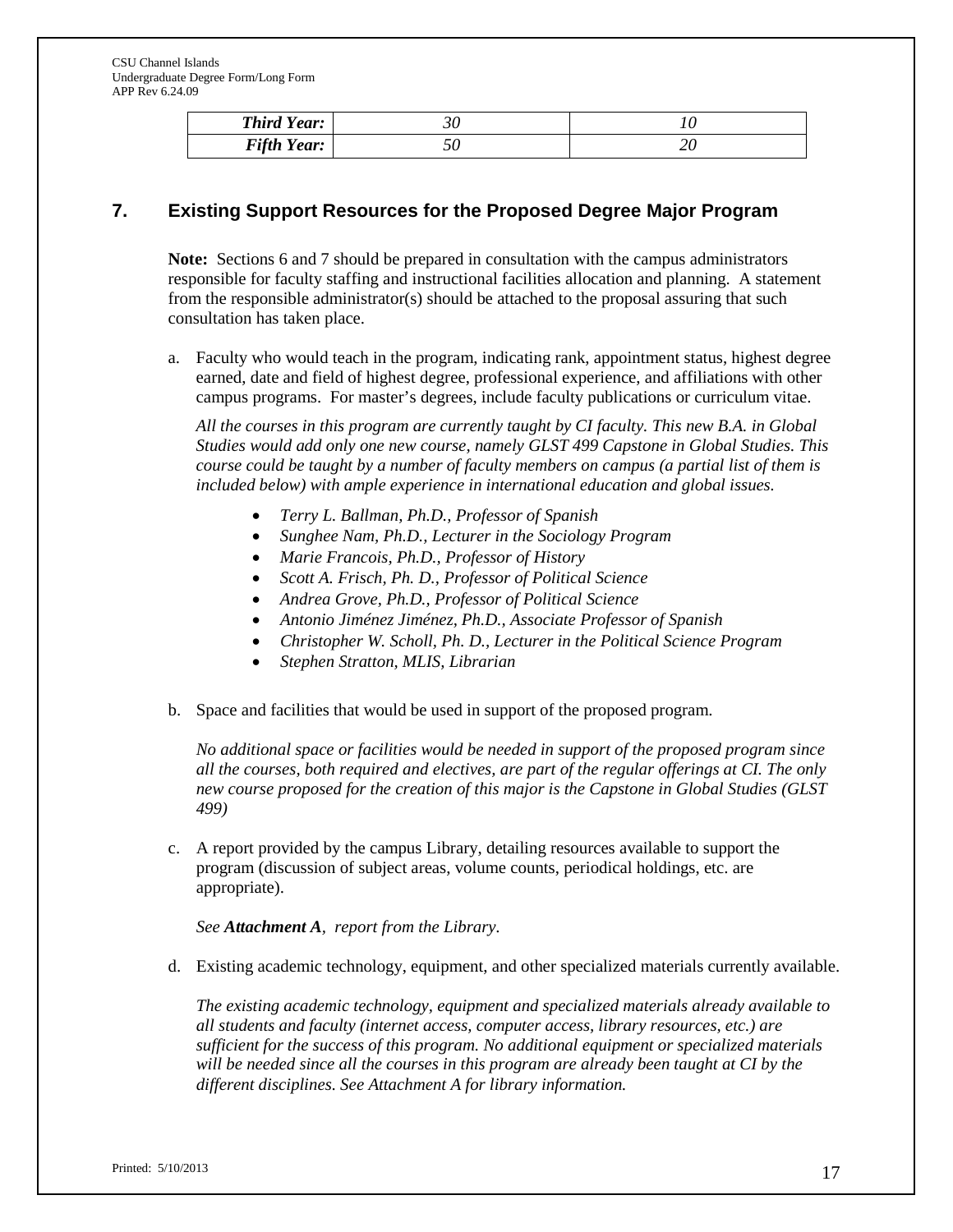| | | |
|---|---|---|
| ***Third Year:*** | *30* | *10* |
| ***Fifth Year:*** | *50* | *20* |

## 7. Existing Support Resources for the Proposed Degree Major Program

**Note:** Sections 6 and 7 should be prepared in consultation with the campus administrators responsible for faculty staffing and instructional facilities allocation and planning. A statement from the responsible administrator(s) should be attached to the proposal assuring that such consultation has taken place.

a. Faculty who would teach in the program, indicating rank, appointment status, highest degree earned, date and field of highest degree, professional experience, and affiliations with other campus programs. For master's degrees, include faculty publications or curriculum vitae.

   *All the courses in this program are currently taught by CI faculty. This new B.A. in Global Studies would add only one new course, namely GLST 499 Capstone in Global Studies. This course could be taught by a number of faculty members on campus (a partial list of them is included below) with ample experience in international education and global issues.*

   - *Terry L. Ballman, Ph.D., Professor of Spanish*
   - *Sunghee Nam, Ph.D., Lecturer in the Sociology Program*
   - *Marie Francois, Ph.D., Professor of History*
   - *Scott A. Frisch, Ph. D., Professor of Political Science*
   - *Andrea Grove, Ph.D., Professor of Political Science*
   - *Antonio Jiménez Jiménez, Ph.D., Associate Professor of Spanish*
   - *Christopher W. Scholl, Ph. D., Lecturer in the Political Science Program*
   - *Stephen Stratton, MLIS, Librarian*

b. Space and facilities that would be used in support of the proposed program.

   *No additional space or facilities would be needed in support of the proposed program since all the courses, both required and electives, are part of the regular offerings at CI. The only new course proposed for the creation of this major is the Capstone in Global Studies (GLST 499)*

c. A report provided by the campus Library, detailing resources available to support the program (discussion of subject areas, volume counts, periodical holdings, etc. are appropriate).

   *See **Attachment A**, report from the Library.*

d. Existing academic technology, equipment, and other specialized materials currently available.

   *The existing academic technology, equipment and specialized materials already available to all students and faculty (internet access, computer access, library resources, etc.) are sufficient for the success of this program. No additional equipment or specialized materials will be needed since all the courses in this program are already been taught at CI by the different disciplines. See Attachment A for library information.*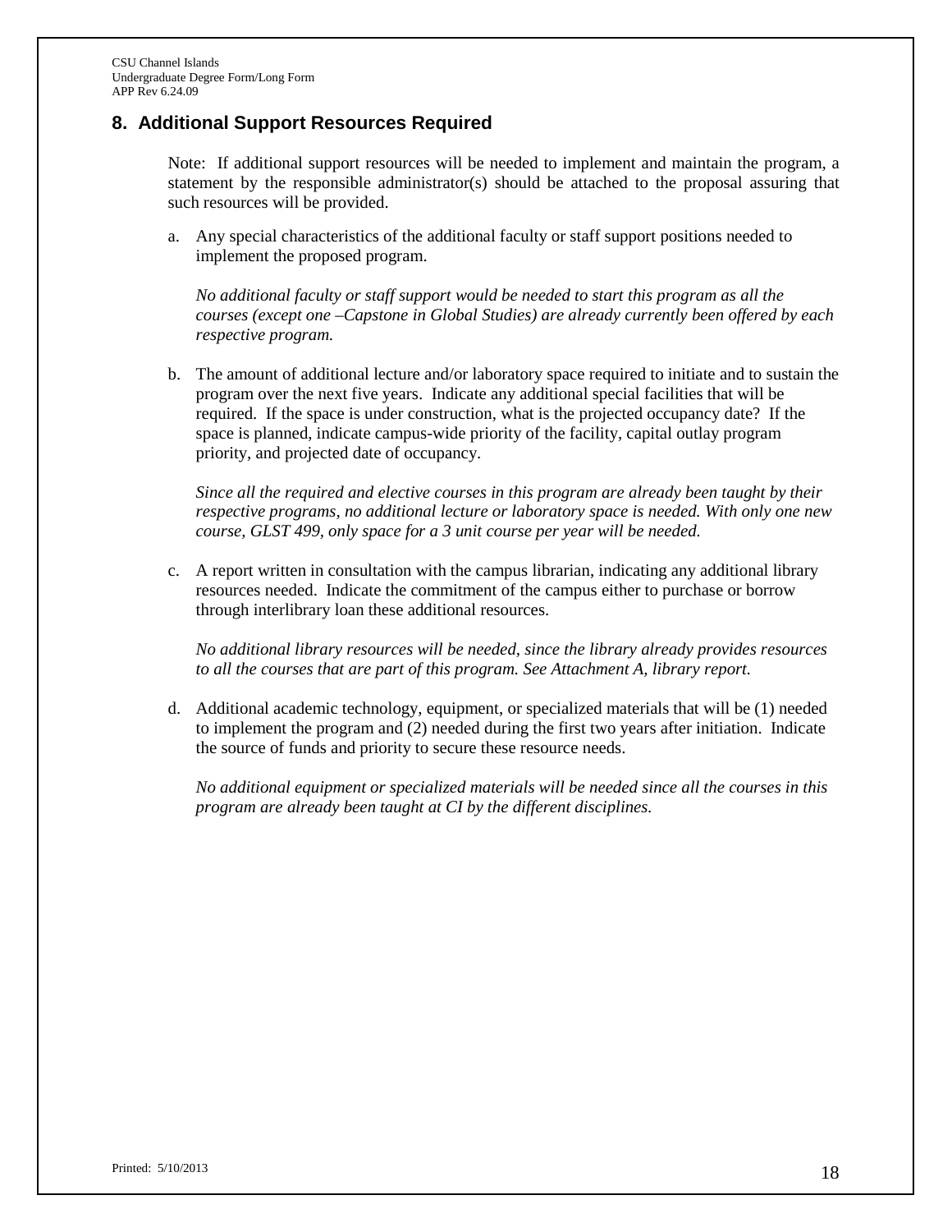## 8. Additional Support Resources Required

Note: If additional support resources will be needed to implement and maintain the program, a statement by the responsible administrator(s) should be attached to the proposal assuring that such resources will be provided.

a. Any special characteristics of the additional faculty or staff support positions needed to implement the proposed program.

   *No additional faculty or staff support would be needed to start this program as all the courses (except one –Capstone in Global Studies) are already currently been offered by each respective program.*

b. The amount of additional lecture and/or laboratory space required to initiate and to sustain the program over the next five years. Indicate any additional special facilities that will be required. If the space is under construction, what is the projected occupancy date? If the space is planned, indicate campus-wide priority of the facility, capital outlay program priority, and projected date of occupancy.

   *Since all the required and elective courses in this program are already been taught by their respective programs, no additional lecture or laboratory space is needed. With only one new course, GLST 499, only space for a 3 unit course per year will be needed.*

c. A report written in consultation with the campus librarian, indicating any additional library resources needed. Indicate the commitment of the campus either to purchase or borrow through interlibrary loan these additional resources.

   *No additional library resources will be needed, since the library already provides resources to all the courses that are part of this program. See Attachment A, library report.*

d. Additional academic technology, equipment, or specialized materials that will be (1) needed to implement the program and (2) needed during the first two years after initiation. Indicate the source of funds and priority to secure these resource needs.

   *No additional equipment or specialized materials will be needed since all the courses in this program are already been taught at CI by the different disciplines.*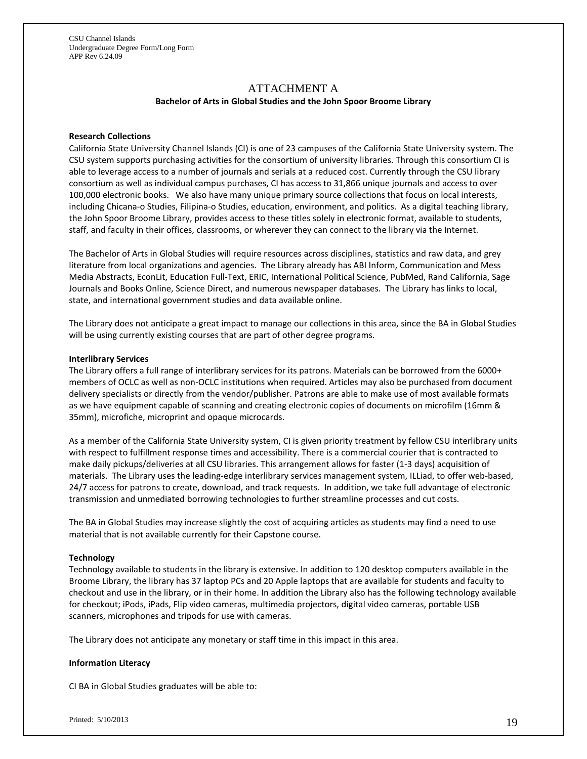# ATTACHMENT A

**Bachelor of Arts in Global Studies and the John Spoor Broome Library**

**Research Collections**

California State University Channel Islands (CI) is one of 23 campuses of the California State University system. The CSU system supports purchasing activities for the consortium of university libraries. Through this consortium CI is able to leverage access to a number of journals and serials at a reduced cost. Currently through the CSU library consortium as well as individual campus purchases, CI has access to 31,866 unique journals and access to over 100,000 electronic books. We also have many unique primary source collections that focus on local interests, including Chicana-o Studies, Filipina-o Studies, education, environment, and politics. As a digital teaching library, the John Spoor Broome Library, provides access to these titles solely in electronic format, available to students, staff, and faculty in their offices, classrooms, or wherever they can connect to the library via the Internet.

The Bachelor of Arts in Global Studies will require resources across disciplines, statistics and raw data, and grey literature from local organizations and agencies. The Library already has ABI Inform, Communication and Mess Media Abstracts, EconLit, Education Full-Text, ERIC, International Political Science, PubMed, Rand California, Sage Journals and Books Online, Science Direct, and numerous newspaper databases. The Library has links to local, state, and international government studies and data available online.

The Library does not anticipate a great impact to manage our collections in this area, since the BA in Global Studies will be using currently existing courses that are part of other degree programs.

**Interlibrary Services**

The Library offers a full range of interlibrary services for its patrons. Materials can be borrowed from the 6000+ members of OCLC as well as non-OCLC institutions when required. Articles may also be purchased from document delivery specialists or directly from the vendor/publisher. Patrons are able to make use of most available formats as we have equipment capable of scanning and creating electronic copies of documents on microfilm (16mm & 35mm), microfiche, microprint and opaque microcards.

As a member of the California State University system, CI is given priority treatment by fellow CSU interlibrary units with respect to fulfillment response times and accessibility. There is a commercial courier that is contracted to make daily pickups/deliveries at all CSU libraries. This arrangement allows for faster (1-3 days) acquisition of materials. The Library uses the leading-edge interlibrary services management system, ILLiad, to offer web-based, 24/7 access for patrons to create, download, and track requests. In addition, we take full advantage of electronic transmission and unmediated borrowing technologies to further streamline processes and cut costs.

The BA in Global Studies may increase slightly the cost of acquiring articles as students may find a need to use material that is not available currently for their Capstone course.

**Technology**

Technology available to students in the library is extensive. In addition to 120 desktop computers available in the Broome Library, the library has 37 laptop PCs and 20 Apple laptops that are available for students and faculty to checkout and use in the library, or in their home. In addition the Library also has the following technology available for checkout; iPods, iPads, Flip video cameras, multimedia projectors, digital video cameras, portable USB scanners, microphones and tripods for use with cameras.

The Library does not anticipate any monetary or staff time in this impact in this area.

**Information Literacy**

CI BA in Global Studies graduates will be able to: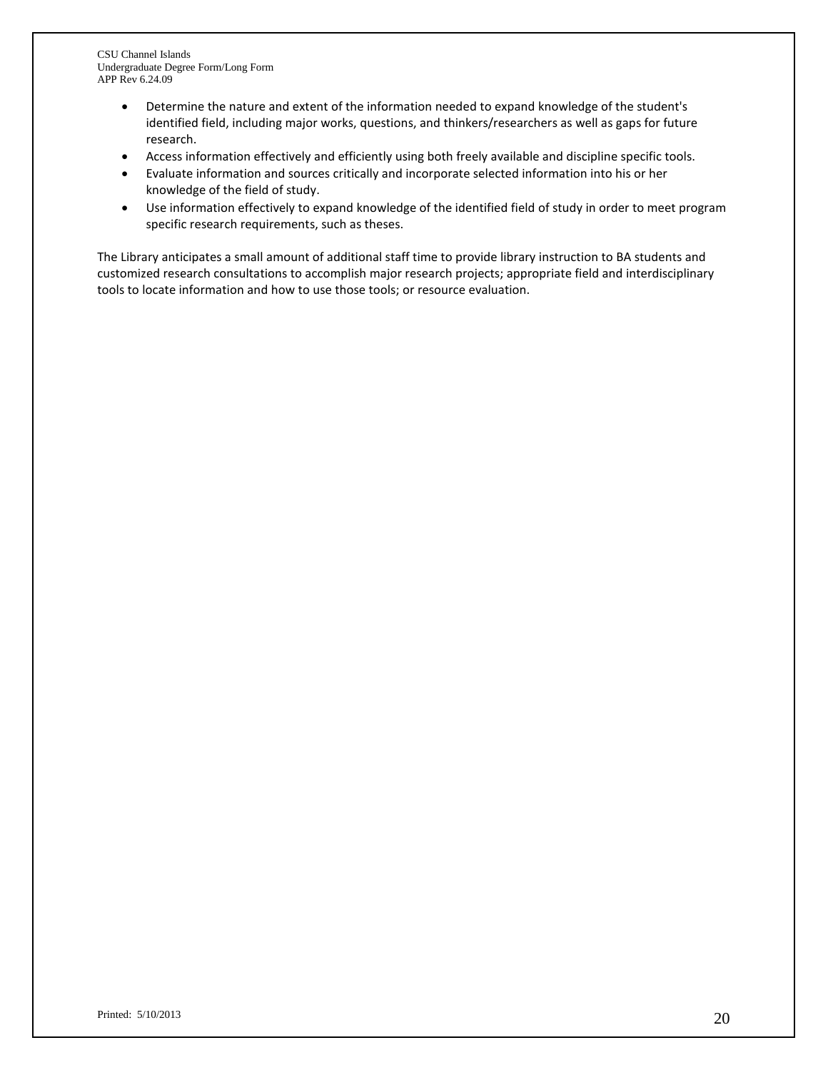- Determine the nature and extent of the information needed to expand knowledge of the student's identified field, including major works, questions, and thinkers/researchers as well as gaps for future research.
- Access information effectively and efficiently using both freely available and discipline specific tools.
- Evaluate information and sources critically and incorporate selected information into his or her knowledge of the field of study.
- Use information effectively to expand knowledge of the identified field of study in order to meet program specific research requirements, such as theses.

The Library anticipates a small amount of additional staff time to provide library instruction to BA students and customized research consultations to accomplish major research projects; appropriate field and interdisciplinary tools to locate information and how to use those tools; or resource evaluation.